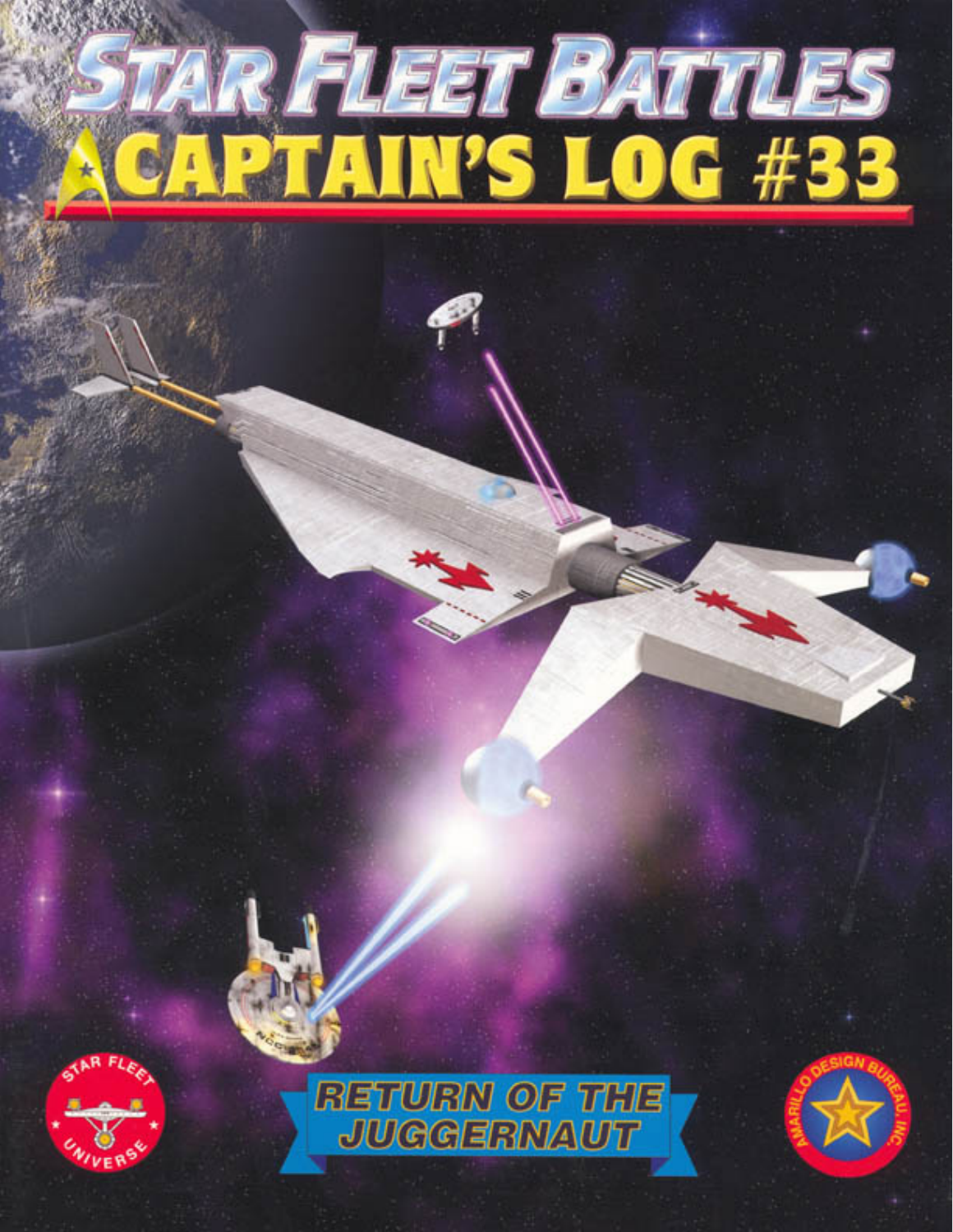# STAR FLEET BATTLES

# CAPTAIN'S LOG #33

RETURN OF THE JUGGERNAUT

STAR FLEET UNIVERSE

AMARILLO DESIGN BUREAU, INC.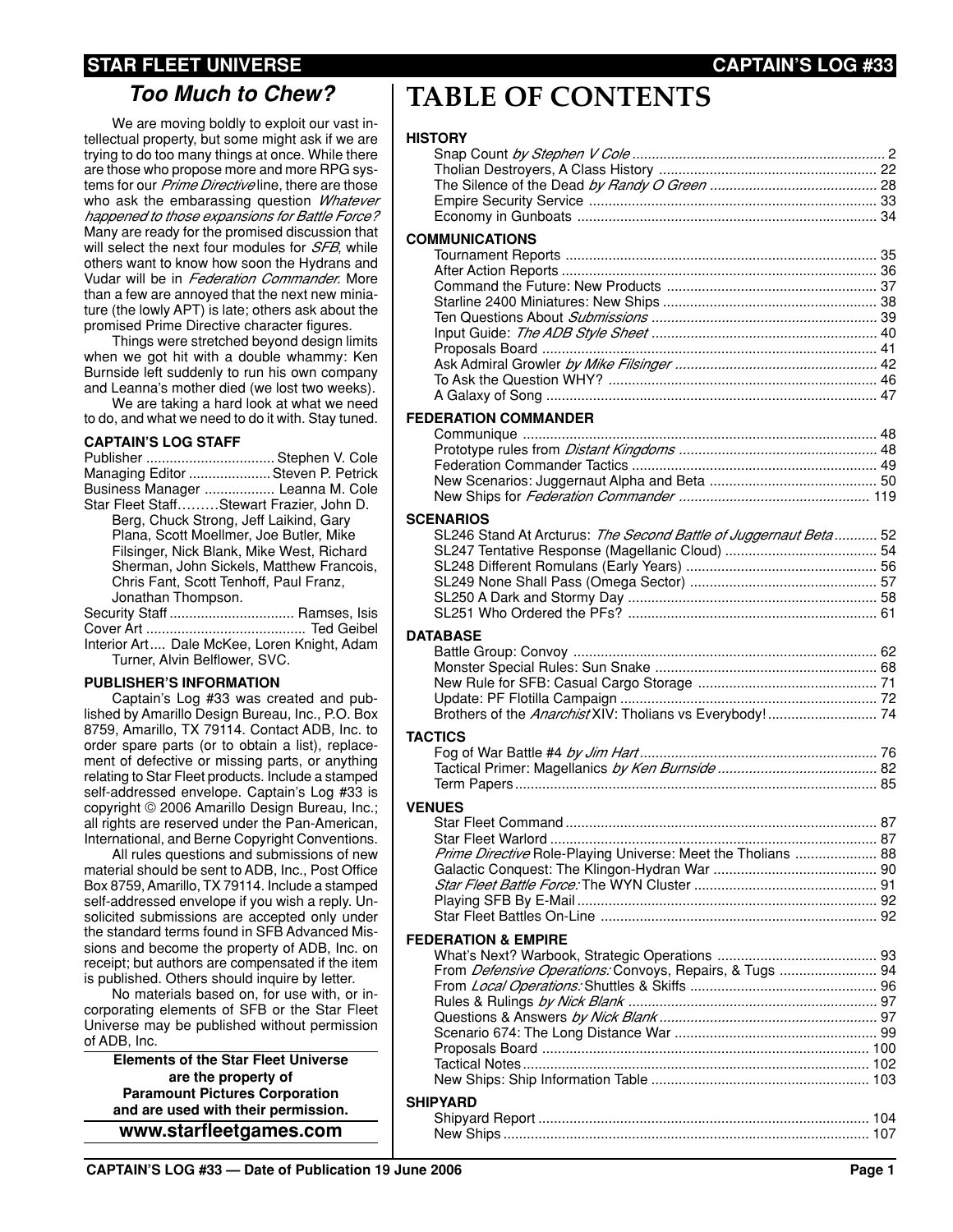## Too Much to Chew?

We are moving boldly to exploit our vast intellectual property, but some might ask if we are trying to do too many things at once. While there are those who propose more and more RPG systems for our *Prime Directive* line, there are those who ask the embarassing question *Whatever happened to those expansions for Battle Force?* Many are ready for the promised discussion that will select the next four modules for *SFB*, while others want to know how soon the Hydrans and Vudar will be in *Federation Commander*. More than a few are annoyed that the next new miniature (the lowly APT) is late; others ask about the promised Prime Directive character figures.

Things were stretched beyond design limits when we got hit with a double whammy: Ken Burnside left suddenly to run his own company and Leanna's mother died (we lost two weeks).

We are taking a hard look at what we need to do, and what we need to do it with. Stay tuned.

### CAPTAIN'S LOG STAFF

Publisher ................................. Stephen V. Cole
Managing Editor ..................... Steven P. Petrick
Business Manager .................. Leanna M. Cole
Star Fleet Staff.........Stewart Frazier, John D. Berg, Chuck Strong, Jeff Laikind, Gary Plana, Scott Moellmer, Joe Butler, Mike Filsinger, Nick Blank, Mike West, Richard Sherman, John Sickels, Matthew Francois, Chris Fant, Scott Tenhoff, Paul Franz, Jonathan Thompson.
Security Staff ................................ Ramses, Isis
Cover Art ......................................... Ted Geibel
Interior Art .... Dale McKee, Loren Knight, Adam Turner, Alvin Belflower, SVC.

### PUBLISHER'S INFORMATION

Captain's Log #33 was created and published by Amarillo Design Bureau, Inc., P.O. Box 8759, Amarillo, TX 79114. Contact ADB, Inc. to order spare parts (or to obtain a list), replacement of defective or missing parts, or anything relating to Star Fleet products. Include a stamped self-addressed envelope. Captain's Log #33 is copyright © 2006 Amarillo Design Bureau, Inc.; all rights are reserved under the Pan-American, International, and Berne Copyright Conventions.

All rules questions and submissions of new material should be sent to ADB, Inc., Post Office Box 8759, Amarillo, TX 79114. Include a stamped self-addressed envelope if you wish a reply. Unsolicited submissions are accepted only under the standard terms found in SFB Advanced Missions and become the property of ADB, Inc. on receipt; but authors are compensated if the item is published. Others should inquire by letter.

No materials based on, for use with, or incorporating elements of SFB or the Star Fleet Universe may be published without permission of ADB, Inc.

**Elements of the Star Fleet Universe are the property of Paramount Pictures Corporation and are used with their permission.**

**www.starfleetgames.com**

# TABLE OF CONTENTS

### HISTORY

Snap Count *by Stephen V Cole* ........ 2
Tholian Destroyers, A Class History ........ 22
The Silence of the Dead *by Randy O Green* ........ 28
Empire Security Service ........ 33
Economy in Gunboats ........ 34

### COMMUNICATIONS

Tournament Reports ........ 35
After Action Reports ........ 36
Command the Future: New Products ........ 37
Starline 2400 Miniatures: New Ships ........ 38
Ten Questions About *Submissions* ........ 39
Input Guide: *The ADB Style Sheet* ........ 40
Proposals Board ........ 41
Ask Admiral Growler *by Mike Filsinger* ........ 42
To Ask the Question WHY? ........ 46
A Galaxy of Song ........ 47

### FEDERATION COMMANDER

Communique ........ 48
Prototype rules from *Distant Kingdoms* ........ 48
Federation Commander Tactics ........ 49
New Scenarios: Juggernaut Alpha and Beta ........ 50
New Ships for *Federation Commander* ........ 119

### SCENARIOS

SL246 Stand At Arcturus: *The Second Battle of Juggernaut Beta* ........ 52
SL247 Tentative Response (Magellanic Cloud) ........ 54
SL248 Different Romulans (Early Years) ........ 56
SL249 None Shall Pass (Omega Sector) ........ 57
SL250 A Dark and Stormy Day ........ 58
SL251 Who Ordered the PFs? ........ 61

### DATABASE

Battle Group: Convoy ........ 62
Monster Special Rules: Sun Snake ........ 68
New Rule for SFB: Casual Cargo Storage ........ 71
Update: PF Flotilla Campaign ........ 72
Brothers of the *Anarchist* XIV: Tholians vs Everybody! ........ 74

### TACTICS

Fog of War Battle #4 *by Jim Hart* ........ 76
Tactical Primer: Magellanics *by Ken Burnside* ........ 82
Term Papers ........ 85

### VENUES

Star Fleet Command ........ 87
Star Fleet Warlord ........ 87
*Prime Directive* Role-Playing Universe: Meet the Tholians ........ 88
Galactic Conquest: The Klingon-Hydran War ........ 90
*Star Fleet Battle Force:* The WYN Cluster ........ 91
Playing SFB By E-Mail ........ 92
Star Fleet Battles On-Line ........ 92

### FEDERATION & EMPIRE

What's Next? Warbook, Strategic Operations ........ 93
From *Defensive Operations:* Convoys, Repairs, & Tugs ........ 94
From *Local Operations:* Shuttles & Skiffs ........ 96
Rules & Rulings *by Nick Blank* ........ 97
Questions & Answers *by Nick Blank* ........ 97
Scenario 674: The Long Distance War ........ 99
Proposals Board ........ 100
Tactical Notes ........ 102
New Ships: Ship Information Table ........ 103

### SHIPYARD

Shipyard Report ........ 104
New Ships ........ 107

CAPTAIN'S LOG #33 — Date of Publication 19 June 2006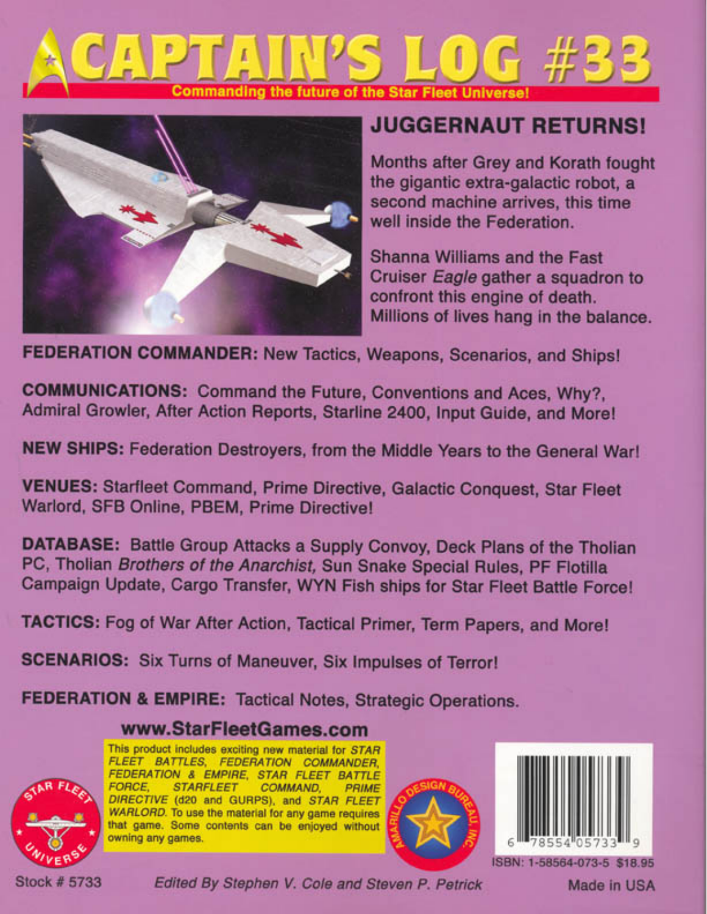# CAPTAIN'S LOG #33

**Commanding the future of the Star Fleet Universe!**

## JUGGERNAUT RETURNS!

Months after Grey and Korath fought the gigantic extra-galactic robot, a second machine arrives, this time well inside the Federation.

Shanna Williams and the Fast Cruiser *Eagle* gather a squadron to confront this engine of death. Millions of lives hang in the balance.

**FEDERATION COMMANDER:** New Tactics, Weapons, Scenarios, and Ships!

**COMMUNICATIONS:** Command the Future, Conventions and Aces, Why?, Admiral Growler, After Action Reports, Starline 2400, Input Guide, and More!

**NEW SHIPS:** Federation Destroyers, from the Middle Years to the General War!

**VENUES:** Starfleet Command, Prime Directive, Galactic Conquest, Star Fleet Warlord, SFB Online, PBEM, Prime Directive!

**DATABASE:** Battle Group Attacks a Supply Convoy, Deck Plans of the Tholian PC, Tholian *Brothers of the Anarchist,* Sun Snake Special Rules, PF Flotilla Campaign Update, Cargo Transfer, WYN Fish ships for Star Fleet Battle Force!

**TACTICS:** Fog of War After Action, Tactical Primer, Term Papers, and More!

**SCENARIOS:** Six Turns of Maneuver, Six Impulses of Terror!

**FEDERATION & EMPIRE:** Tactical Notes, Strategic Operations.

**www.StarFleetGames.com**

This product includes exciting new material for *STAR FLEET BATTLES, FEDERATION COMMANDER, FEDERATION & EMPIRE, STAR FLEET BATTLE FORCE, STARFLEET COMMAND, PRIME DIRECTIVE* (d20 and GURPS), and *STAR FLEET WARLORD.* To use the material for any game requires that game. Some contents can be enjoyed without owning any games.

STAR FLEET UNIVERSE

AMARILLO DESIGN BUREAU, INC.

6 78554 05733 9

ISBN: 1-58564-073-5 $18.95

Stock # 5733

*Edited By Stephen V. Cole and Steven P. Petrick*

Made in USA